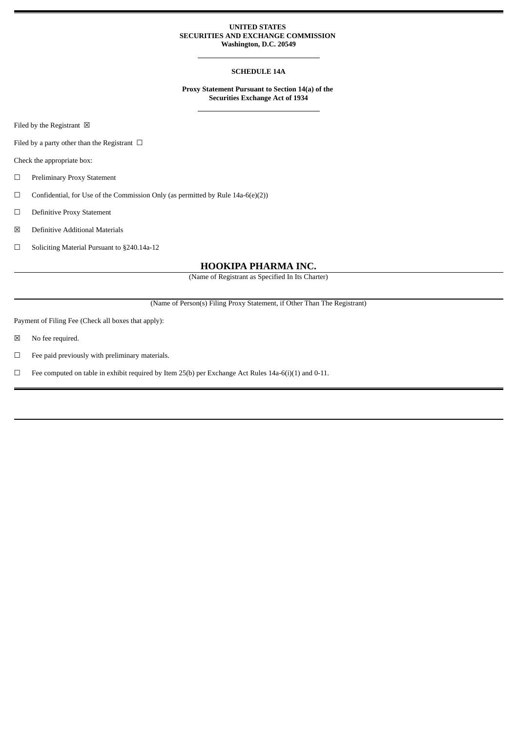**UNITED STATES**
**SECURITIES AND EXCHANGE COMMISSION**
**Washington, D.C. 20549**

---

**SCHEDULE 14A**

**Proxy Statement Pursuant to Section 14(a) of the Securities Exchange Act of 1934**

---

Filed by the Registrant ☒

Filed by a party other than the Registrant ☐

Check the appropriate box:

☐ Preliminary Proxy Statement

☐ Confidential, for Use of the Commission Only (as permitted by Rule 14a-6(e)(2))

☐ Definitive Proxy Statement

☒ Definitive Additional Materials

☐ Soliciting Material Pursuant to §240.14a-12

## HOOKIPA PHARMA INC.

(Name of Registrant as Specified In Its Charter)

(Name of Person(s) Filing Proxy Statement, if Other Than The Registrant)

Payment of Filing Fee (Check all boxes that apply):

☒ No fee required.

☐ Fee paid previously with preliminary materials.

☐ Fee computed on table in exhibit required by Item 25(b) per Exchange Act Rules 14a-6(i)(1) and 0-11.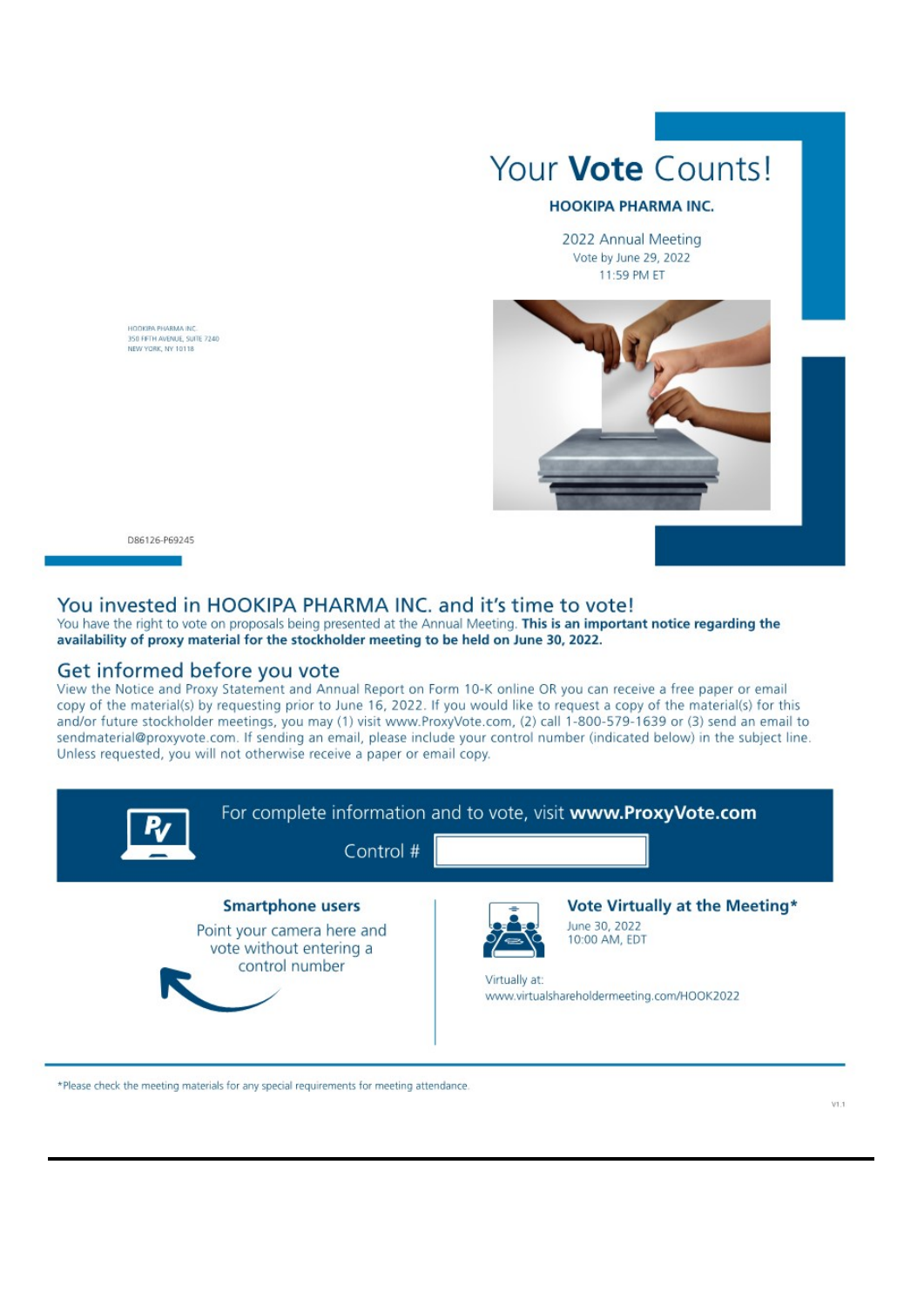# Your **Vote** Counts!

**HOOKIPA PHARMA INC.**

2022 Annual Meeting
Vote by June 29, 2022
11:59 PM ET

HOOKIPA PHARMA INC.
350 FIFTH AVENUE, SUITE 7240
NEW YORK, NY 10118

D86126-P69245

## You invested in HOOKIPA PHARMA INC. and it's time to vote!

You have the right to vote on proposals being presented at the Annual Meeting. **This is an important notice regarding the availability of proxy material for the stockholder meeting to be held on June 30, 2022.**

## Get informed before you vote

View the Notice and Proxy Statement and Annual Report on Form 10-K online OR you can receive a free paper or email copy of the material(s) by requesting prior to June 16, 2022. If you would like to request a copy of the material(s) for this and/or future stockholder meetings, you may (1) visit www.ProxyVote.com, (2) call 1-800-579-1639 or (3) send an email to sendmaterial@proxyvote.com. If sending an email, please include your control number (indicated below) in the subject line. Unless requested, you will not otherwise receive a paper or email copy.

For complete information and to vote, visit **www.ProxyVote.com**

Control #

**Smartphone users**

Point your camera here and vote without entering a control number

**Vote Virtually at the Meeting***

June 30, 2022
10:00 AM, EDT

Virtually at:
www.virtualshareholdermeeting.com/HOOK2022

*Please check the meeting materials for any special requirements for meeting attendance.

V1.1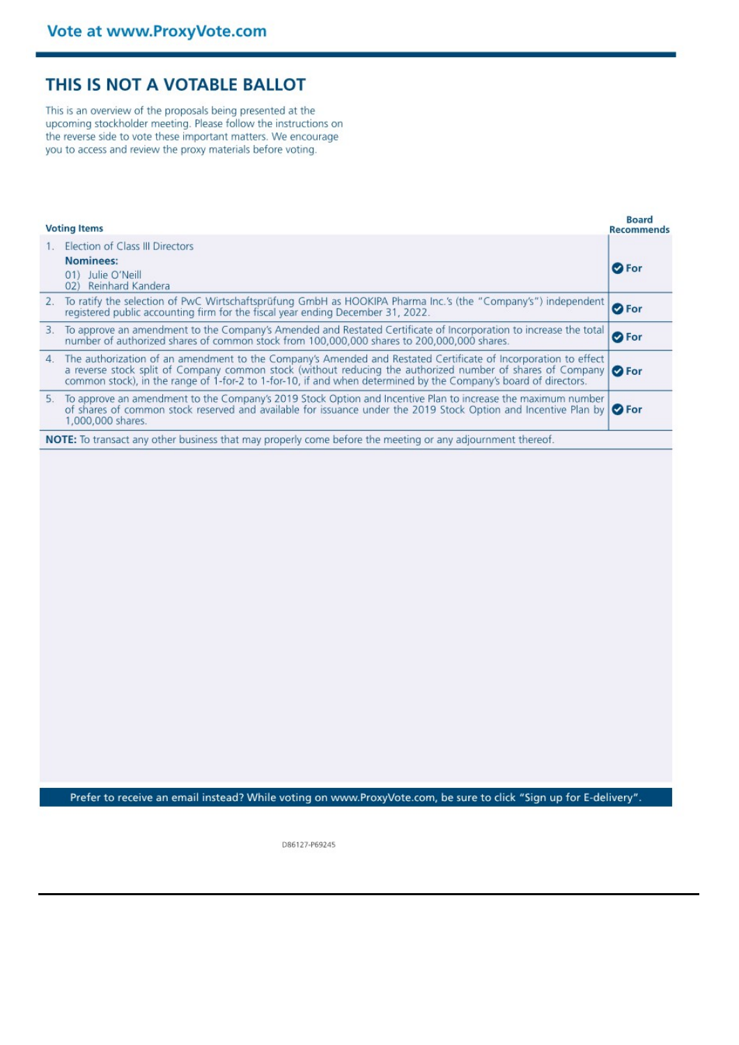Vote at www.ProxyVote.com

# THIS IS NOT A VOTABLE BALLOT

This is an overview of the proposals being presented at the upcoming stockholder meeting. Please follow the instructions on the reverse side to vote these important matters. We encourage you to access and review the proxy materials before voting.

| Voting Items | Board Recommends |
|---|---|
| 1. Election of Class III Directors<br>**Nominees:**<br>01) Julie O'Neill<br>02) Reinhard Kandera | For |
| 2. To ratify the selection of PwC Wirtschaftsprüfung GmbH as HOOKIPA Pharma Inc.'s (the "Company's") independent registered public accounting firm for the fiscal year ending December 31, 2022. | For |
| 3. To approve an amendment to the Company's Amended and Restated Certificate of Incorporation to increase the total number of authorized shares of common stock from 100,000,000 shares to 200,000,000 shares. | For |
| 4. The authorization of an amendment to the Company's Amended and Restated Certificate of Incorporation to effect a reverse stock split of Company common stock (without reducing the authorized number of shares of Company common stock), in the range of 1-for-2 to 1-for-10, if and when determined by the Company's board of directors. | For |
| 5. To approve an amendment to the Company's 2019 Stock Option and Incentive Plan to increase the maximum number of shares of common stock reserved and available for issuance under the 2019 Stock Option and Incentive Plan by 1,000,000 shares. | For |

**NOTE:** To transact any other business that may properly come before the meeting or any adjournment thereof.

Prefer to receive an email instead? While voting on www.ProxyVote.com, be sure to click "Sign up for E-delivery".

D86127-P69245